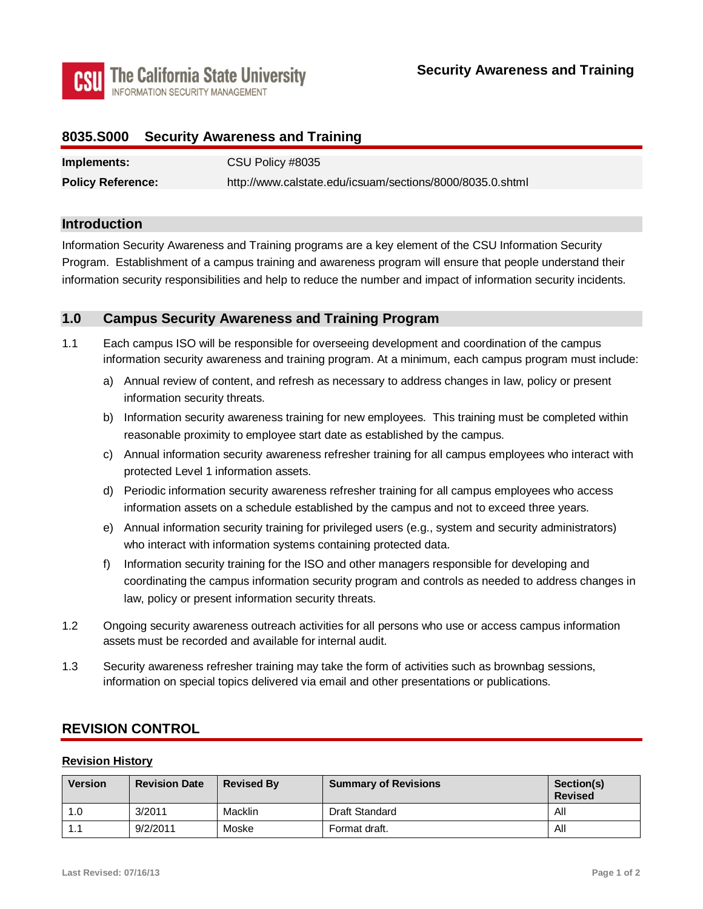# 8035.S000 Security Awareness and Training

| | |
|---|---|
| **Implements:** | CSU Policy #8035 |
| **Policy Reference:** | http://www.calstate.edu/icsuam/sections/8000/8035.0.shtml |

## Introduction

Information Security Awareness and Training programs are a key element of the CSU Information Security Program. Establishment of a campus training and awareness program will ensure that people understand their information security responsibilities and help to reduce the number and impact of information security incidents.

## 1.0 Campus Security Awareness and Training Program

1.1 Each campus ISO will be responsible for overseeing development and coordination of the campus information security awareness and training program. At a minimum, each campus program must include:

   a) Annual review of content, and refresh as necessary to address changes in law, policy or present information security threats.

   b) Information security awareness training for new employees. This training must be completed within reasonable proximity to employee start date as established by the campus.

   c) Annual information security awareness refresher training for all campus employees who interact with protected Level 1 information assets.

   d) Periodic information security awareness refresher training for all campus employees who access information assets on a schedule established by the campus and not to exceed three years.

   e) Annual information security training for privileged users (e.g., system and security administrators) who interact with information systems containing protected data.

   f) Information security training for the ISO and other managers responsible for developing and coordinating the campus information security program and controls as needed to address changes in law, policy or present information security threats.

1.2 Ongoing security awareness outreach activities for all persons who use or access campus information assets must be recorded and available for internal audit.

1.3 Security awareness refresher training may take the form of activities such as brownbag sessions, information on special topics delivered via email and other presentations or publications.

## REVISION CONTROL

**Revision History**

| Version | Revision Date | Revised By | Summary of Revisions | Section(s) Revised |
|---|---|---|---|---|
| 1.0 | 3/2011 | Macklin | Draft Standard | All |
| 1.1 | 9/2/2011 | Moske | Format draft. | All |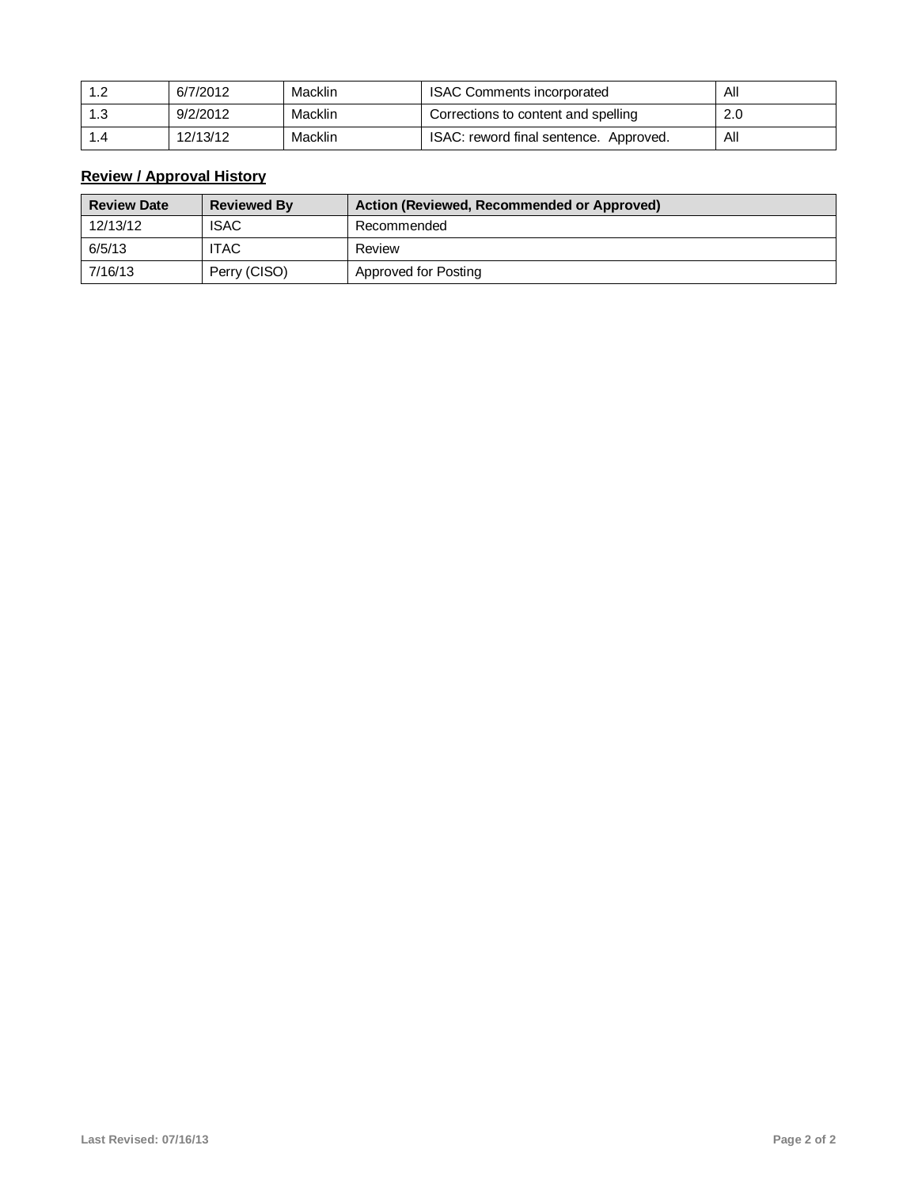| | | | | |
|---|---|---|---|---|
| 1.2 | 6/7/2012 | Macklin | ISAC Comments incorporated | All |
| 1.3 | 9/2/2012 | Macklin | Corrections to content and spelling | 2.0 |
| 1.4 | 12/13/12 | Macklin | ISAC: reword final sentence. Approved. | All |

**Review / Approval History**

| Review Date | Reviewed By | Action (Reviewed, Recommended or Approved) |
|---|---|---|
| 12/13/12 | ISAC | Recommended |
| 6/5/13 | ITAC | Review |
| 7/16/13 | Perry (CISO) | Approved for Posting |